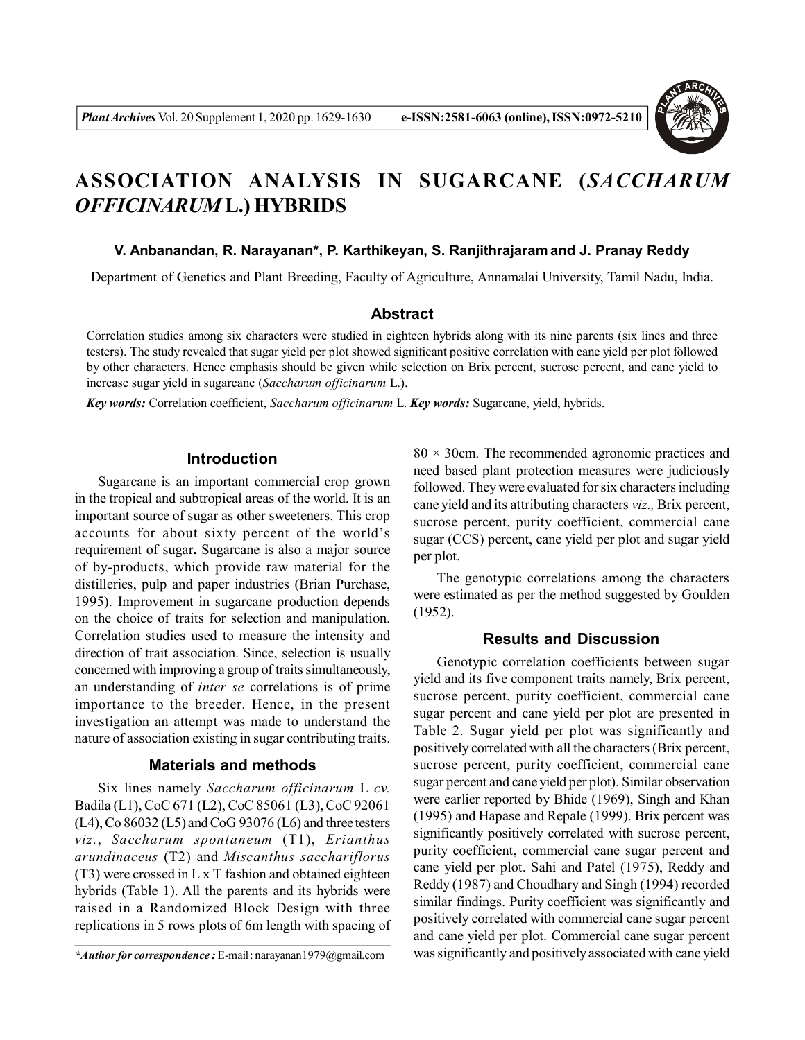# ASSOCIATION ANALYSIS IN SUGARCANE (*SACCHARUM OFFICINARUM* L.) HYBRIDS

**V. Anbanandan, R. Narayanan*, P. Karthikeyan, S. Ranjithrajaram and J. Pranay Reddy**

Department of Genetics and Plant Breeding, Faculty of Agriculture, Annamalai University, Tamil Nadu, India.

## Abstract

Correlation studies among six characters were studied in eighteen hybrids along with its nine parents (six lines and three testers). The study revealed that sugar yield per plot showed significant positive correlation with cane yield per plot followed by other characters. Hence emphasis should be given while selection on Brix percent, sucrose percent, and cane yield to increase sugar yield in sugarcane (*Saccharum officinarum* L.).

***Key words:*** Correlation coefficient, *Saccharum officinarum* L. ***Key words:*** Sugarcane, yield, hybrids.

## Introduction

Sugarcane is an important commercial crop grown in the tropical and subtropical areas of the world. It is an important source of sugar as other sweeteners. This crop accounts for about sixty percent of the world's requirement of sugar**.** Sugarcane is also a major source of by-products, which provide raw material for the distilleries, pulp and paper industries (Brian Purchase, 1995). Improvement in sugarcane production depends on the choice of traits for selection and manipulation. Correlation studies used to measure the intensity and direction of trait association. Since, selection is usually concerned with improving a group of traits simultaneously, an understanding of *inter se* correlations is of prime importance to the breeder. Hence, in the present investigation an attempt was made to understand the nature of association existing in sugar contributing traits.

## Materials and methods

Six lines namely *Saccharum officinarum* L *cv.* Badila (L1), CoC 671 (L2), CoC 85061 (L3), CoC 92061 (L4), Co 86032 (L5) and CoG 93076 (L6) and three testers *viz.*, *Saccharum spontaneum* (T1), *Erianthus arundinaceus* (T2) and *Miscanthus sacchariflorus* (T3) were crossed in L x T fashion and obtained eighteen hybrids (Table 1). All the parents and its hybrids were raised in a Randomized Block Design with three replications in 5 rows plots of 6m length with spacing of $80 \times 30$cm. The recommended agronomic practices and need based plant protection measures were judiciously followed. They were evaluated for six characters including cane yield and its attributing characters *viz.,* Brix percent, sucrose percent, purity coefficient, commercial cane sugar (CCS) percent, cane yield per plot and sugar yield per plot.

The genotypic correlations among the characters were estimated as per the method suggested by Goulden (1952).

## Results and Discussion

Genotypic correlation coefficients between sugar yield and its five component traits namely, Brix percent, sucrose percent, purity coefficient, commercial cane sugar percent and cane yield per plot are presented in Table 2. Sugar yield per plot was significantly and positively correlated with all the characters (Brix percent, sucrose percent, purity coefficient, commercial cane sugar percent and cane yield per plot). Similar observation were earlier reported by Bhide (1969), Singh and Khan (1995) and Hapase and Repale (1999). Brix percent was significantly positively correlated with sucrose percent, purity coefficient, commercial cane sugar percent and cane yield per plot. Sahi and Patel (1975), Reddy and Reddy (1987) and Choudhary and Singh (1994) recorded similar findings. Purity coefficient was significantly and positively correlated with commercial cane sugar percent and cane yield per plot. Commercial cane sugar percent was significantly and positively associated with cane yield

***Author for correspondence :** E-mail : narayanan1979@gmail.com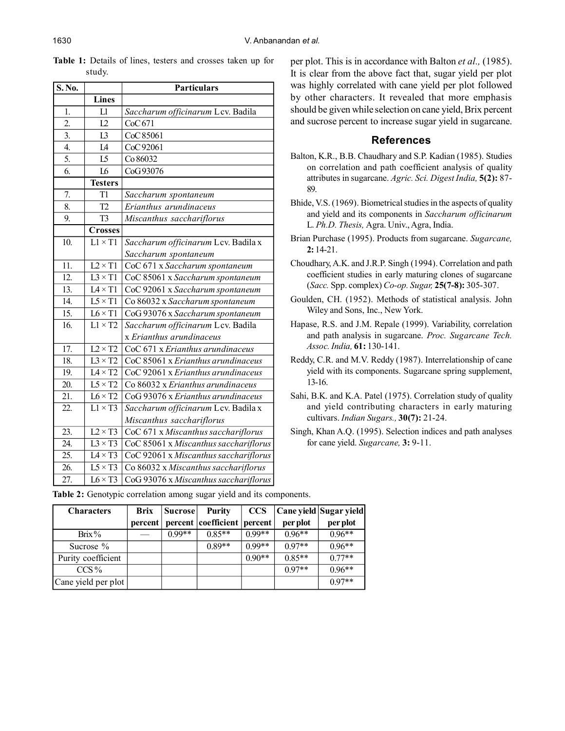**Table 1:** Details of lines, testers and crosses taken up for study.

| S. No. | | Particulars |
|---|---|---|
| | **Lines** | |
| 1. | L1 | *Saccharum officinarum* L cv. Badila |
| 2. | L2 | CoC 671 |
| 3. | L3 | CoC 85061 |
| 4. | L4 | CoC 92061 |
| 5. | L5 | Co 86032 |
| 6. | L6 | CoG 93076 |
| | **Testers** | |
| 7. | T1 | *Saccharum spontaneum* |
| 8. | T2 | *Erianthus arundinaceus* |
| 9. | T3 | *Miscanthus sacchariflorus* |
| | **Crosses** | |
| 10. | L1 × T1 | *Saccharum officinarum* L cv. Badila x *Saccharum spontaneum* |
| 11. | L2 × T1 | CoC 671 x *Saccharum spontaneum* |
| 12. | L3 × T1 | CoC 85061 x *Saccharum spontaneum* |
| 13. | L4 × T1 | CoC 92061 x *Saccharum spontaneum* |
| 14. | L5 × T1 | Co 86032 x *Saccharum spontaneum* |
| 15. | L6 × T1 | CoG 93076 x *Saccharum spontaneum* |
| 16. | L1 × T2 | *Saccharum officinarum* L cv. Badila x *Erianthus arundinaceus* |
| 17. | L2 × T2 | CoC 671 x *Erianthus arundinaceus* |
| 18. | L3 × T2 | CoC 85061 x *Erianthus arundinaceus* |
| 19. | L4 × T2 | CoC 92061 x *Erianthus arundinaceus* |
| 20. | L5 × T2 | Co 86032 x *Erianthus arundinaceus* |
| 21. | L6 × T2 | CoG 93076 x *Erianthus arundinaceus* |
| 22. | L1 × T3 | *Saccharum officinarum* L cv. Badila x *Miscanthus sacchariflorus* |
| 23. | L2 × T3 | CoC 671 x *Miscanthus sacchariflorus* |
| 24. | L3 × T3 | CoC 85061 x *Miscanthus sacchariflorus* |
| 25. | L4 × T3 | CoC 92061 x *Miscanthus sacchariflorus* |
| 26. | L5 × T3 | Co 86032 x *Miscanthus sacchariflorus* |
| 27. | L6 × T3 | CoG 93076 x *Miscanthus sacchariflorus* |

per plot. This is in accordance with Balton *et al.,* (1985). It is clear from the above fact that, sugar yield per plot was highly correlated with cane yield per plot followed by other characters. It revealed that more emphasis should be given while selection on cane yield, Brix percent and sucrose percent to increase sugar yield in sugarcane.

## References

Balton, K.R., B.B. Chaudhary and S.P. Kadian (1985). Studies on correlation and path coefficient analysis of quality attributes in sugarcane. *Agric. Sci. Digest India,* **5(2):** 87-89.

Bhide, V.S. (1969). Biometrical studies in the aspects of quality and yield and its components in *Saccharum officinarum* L. *Ph.D. Thesis,* Agra. Univ., Agra, India.

Brian Purchase (1995). Products from sugarcane. *Sugarcane,* **2:** 14-21.

Choudhary, A.K. and J.R.P. Singh (1994). Correlation and path coefficient studies in early maturing clones of sugarcane (*Sacc.* Spp. complex) *Co-op. Sugar,* **25(7-8):** 305-307.

Goulden, CH. (1952). Methods of statistical analysis. John Wiley and Sons, Inc., New York.

Hapase, R.S. and J.M. Repale (1999). Variability, correlation and path analysis in sugarcane. *Proc. Sugarcane Tech. Assoc. India,* **61:** 130-141.

Reddy, C.R. and M.V. Reddy (1987). Interrelationship of cane yield with its components. Sugarcane spring supplement, 13-16.

Sahi, B.K. and K.A. Patel (1975). Correlation study of quality and yield contributing characters in early maturing cultivars. *Indian Sugars.,* **30(7):** 21-24.

Singh, Khan A.Q. (1995). Selection indices and path analyses for cane yield. *Sugarcane,* **3:** 9-11.

**Table 2:** Genotypic correlation among sugar yield and its components.

| Characters | Brix percent | Sucrose percent | Purity coefficient | CCS percent | Cane yield per plot | Sugar yield per plot |
|---|---|---|---|---|---|---|
| Brix % | — | 0.99** | 0.85** | 0.99** | 0.96** | 0.96** |
| Sucrose % | | | 0.89** | 0.99** | 0.97** | 0.96** |
| Purity coefficient | | | | 0.90** | 0.85** | 0.77** |
| CCS % | | | | | 0.97** | 0.96** |
| Cane yield per plot | | | | | | 0.97** |